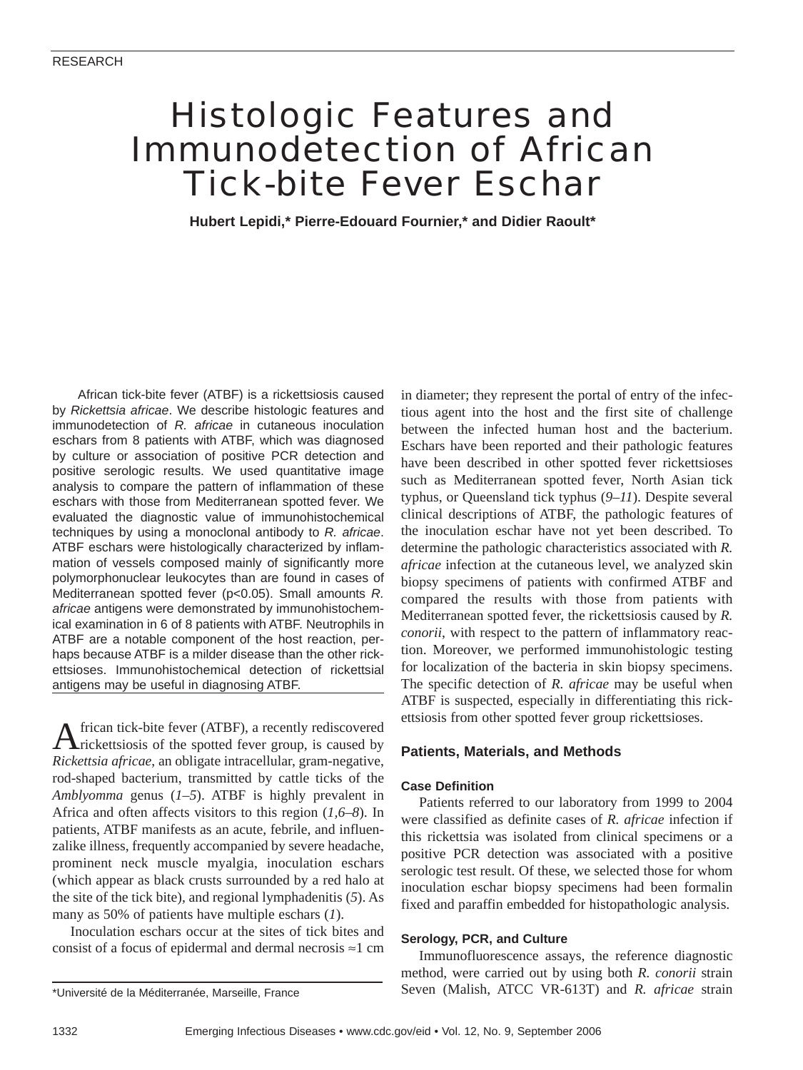RESEARCH

# Histologic Features and Immunodetection of African Tick-bite Fever Eschar

**Hubert Lepidi,* Pierre-Edouard Fournier,* and Didier Raoult***

African tick-bite fever (ATBF) is a rickettsiosis caused by *Rickettsia africae*. We describe histologic features and immunodetection of *R. africae* in cutaneous inoculation eschars from 8 patients with ATBF, which was diagnosed by culture or association of positive PCR detection and positive serologic results. We used quantitative image analysis to compare the pattern of inflammation of these eschars with those from Mediterranean spotted fever. We evaluated the diagnostic value of immunohistochemical techniques by using a monoclonal antibody to *R. africae*. ATBF eschars were histologically characterized by inflammation of vessels composed mainly of significantly more polymorphonuclear leukocytes than are found in cases of Mediterranean spotted fever ($p<0.05$). Small amounts *R. africae* antigens were demonstrated by immunohistochemical examination in 6 of 8 patients with ATBF. Neutrophils in ATBF are a notable component of the host reaction, perhaps because ATBF is a milder disease than the other rickettsioses. Immunohistochemical detection of rickettsial antigens may be useful in diagnosing ATBF.

African tick-bite fever (ATBF), a recently rediscovered rickettsiosis of the spotted fever group, is caused by *Rickettsia africae*, an obligate intracellular, gram-negative, rod-shaped bacterium, transmitted by cattle ticks of the *Amblyomma* genus (*1–5*). ATBF is highly prevalent in Africa and often affects visitors to this region (*1,6–8*). In patients, ATBF manifests as an acute, febrile, and influenzalike illness, frequently accompanied by severe headache, prominent neck muscle myalgia, inoculation eschars (which appear as black crusts surrounded by a red halo at the site of the tick bite), and regional lymphadenitis (*5*). As many as 50% of patients have multiple eschars (*1*).

Inoculation eschars occur at the sites of tick bites and consist of a focus of epidermal and dermal necrosis ≈1 cm in diameter; they represent the portal of entry of the infectious agent into the host and the first site of challenge between the infected human host and the bacterium. Eschars have been reported and their pathologic features have been described in other spotted fever rickettsioses such as Mediterranean spotted fever, North Asian tick typhus, or Queensland tick typhus (*9–11*). Despite several clinical descriptions of ATBF, the pathologic features of the inoculation eschar have not yet been described. To determine the pathologic characteristics associated with *R. africae* infection at the cutaneous level, we analyzed skin biopsy specimens of patients with confirmed ATBF and compared the results with those from patients with Mediterranean spotted fever, the rickettsiosis caused by *R. conorii*, with respect to the pattern of inflammatory reaction. Moreover, we performed immunohistologic testing for localization of the bacteria in skin biopsy specimens. The specific detection of *R. africae* may be useful when ATBF is suspected, especially in differentiating this rickettsiosis from other spotted fever group rickettsioses.

## Patients, Materials, and Methods

### Case Definition

Patients referred to our laboratory from 1999 to 2004 were classified as definite cases of *R. africae* infection if this rickettsia was isolated from clinical specimens or a positive PCR detection was associated with a positive serologic test result. Of these, we selected those for whom inoculation eschar biopsy specimens had been formalin fixed and paraffin embedded for histopathologic analysis.

### Serology, PCR, and Culture

Immunofluorescence assays, the reference diagnostic method, were carried out by using both *R. conorii* strain Seven (Malish, ATCC VR-613T) and *R. africae* strain

*Université de la Méditerranée, Marseille, France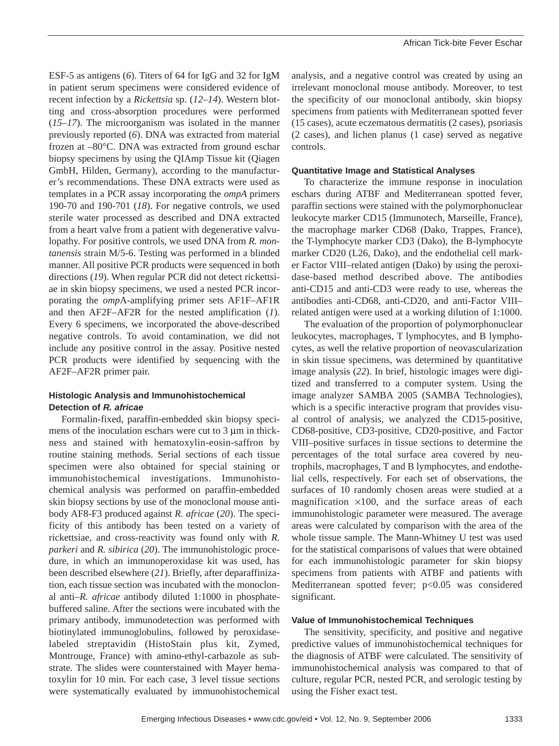ESF-5 as antigens (*6*). Titers of 64 for IgG and 32 for IgM in patient serum specimens were considered evidence of recent infection by a *Rickettsia* sp. (*12–14*). Western blotting and cross-absorption procedures were performed (*15–17*). The microorganism was isolated in the manner previously reported (*6*). DNA was extracted from material frozen at –80°C. DNA was extracted from ground eschar biopsy specimens by using the QIAmp Tissue kit (Qiagen GmbH, Hilden, Germany), according to the manufacturer's recommendations. These DNA extracts were used as templates in a PCR assay incorporating the *ompA* primers 190-70 and 190-701 (*18*). For negative controls, we used sterile water processed as described and DNA extracted from a heart valve from a patient with degenerative valvulopathy. For positive controls, we used DNA from *R. montanensis* strain M/5-6. Testing was performed in a blinded manner. All positive PCR products were sequenced in both directions (*19*). When regular PCR did not detect rickettsiae in skin biopsy specimens, we used a nested PCR incorporating the *omp*A-amplifying primer sets AF1F–AF1R and then AF2F–AF2R for the nested amplification (*1*). Every 6 specimens, we incorporated the above-described negative controls. To avoid contamination, we did not include any positive control in the assay. Positive nested PCR products were identified by sequencing with the AF2F–AF2R primer pair.

### Histologic Analysis and Immunohistochemical Detection of *R. africae*

Formalin-fixed, paraffin-embedded skin biopsy specimens of the inoculation eschars were cut to 3 µm in thickness and stained with hematoxylin-eosin-saffron by routine staining methods. Serial sections of each tissue specimen were also obtained for special staining or immunohistochemical investigations. Immunohistochemical analysis was performed on paraffin-embedded skin biopsy sections by use of the monoclonal mouse antibody AF8-F3 produced against *R. africae* (*20*). The specificity of this antibody has been tested on a variety of rickettsiae, and cross-reactivity was found only with *R. parkeri* and *R. sibirica* (*20*). The immunohistologic procedure, in which an immunoperoxidase kit was used, has been described elsewhere (*21*). Briefly, after deparaffinization, each tissue section was incubated with the monoclonal anti–*R. africae* antibody diluted 1:1000 in phosphate-buffered saline. After the sections were incubated with the primary antibody, immunodetection was performed with biotinylated immunoglobulins, followed by peroxidase-labeled streptavidin (HistoStain plus kit, Zymed, Montrouge, France) with amino-ethyl-carbazole as substrate. The slides were counterstained with Mayer hematoxylin for 10 min. For each case, 3 level tissue sections were systematically evaluated by immunohistochemical analysis, and a negative control was created by using an irrelevant monoclonal mouse antibody. Moreover, to test the specificity of our monoclonal antibody, skin biopsy specimens from patients with Mediterranean spotted fever (15 cases), acute eczematous dermatitis (2 cases), psoriasis (2 cases), and lichen planus (1 case) served as negative controls.

### Quantitative Image and Statistical Analyses

To characterize the immune response in inoculation eschars during ATBF and Mediterranean spotted fever, paraffin sections were stained with the polymorphonuclear leukocyte marker CD15 (Immunotech, Marseille, France), the macrophage marker CD68 (Dako, Trappes, France), the T-lymphocyte marker CD3 (Dako), the B-lymphocyte marker CD20 (L26, Dako), and the endothelial cell marker Factor VIII–related antigen (Dako) by using the peroxidase-based method described above. The antibodies anti-CD15 and anti-CD3 were ready to use, whereas the antibodies anti-CD68, anti-CD20, and anti-Factor VIII–related antigen were used at a working dilution of 1:1000.

The evaluation of the proportion of polymorphonuclear leukocytes, macrophages, T lymphocytes, and B lymphocytes, as well the relative proportion of neovascularization in skin tissue specimens, was determined by quantitative image analysis (*22*). In brief, histologic images were digitized and transferred to a computer system. Using the image analyzer SAMBA 2005 (SAMBA Technologies), which is a specific interactive program that provides visual control of analysis, we analyzed the CD15-positive, CD68-positive, CD3-positive, CD20-positive, and Factor VIII–positive surfaces in tissue sections to determine the percentages of the total surface area covered by neutrophils, macrophages, T and B lymphocytes, and endothelial cells, respectively. For each set of observations, the surfaces of 10 randomly chosen areas were studied at a magnification ×100, and the surface areas of each immunohistologic parameter were measured. The average areas were calculated by comparison with the area of the whole tissue sample. The Mann-Whitney U test was used for the statistical comparisons of values that were obtained for each immunohistologic parameter for skin biopsy specimens from patients with ATBF and patients with Mediterranean spotted fever; $p<0.05$ was considered significant.

### Value of Immunohistochemical Techniques

The sensitivity, specificity, and positive and negative predictive values of immunohistochemical techniques for the diagnosis of ATBF were calculated. The sensitivity of immunohistochemical analysis was compared to that of culture, regular PCR, nested PCR, and serologic testing by using the Fisher exact test.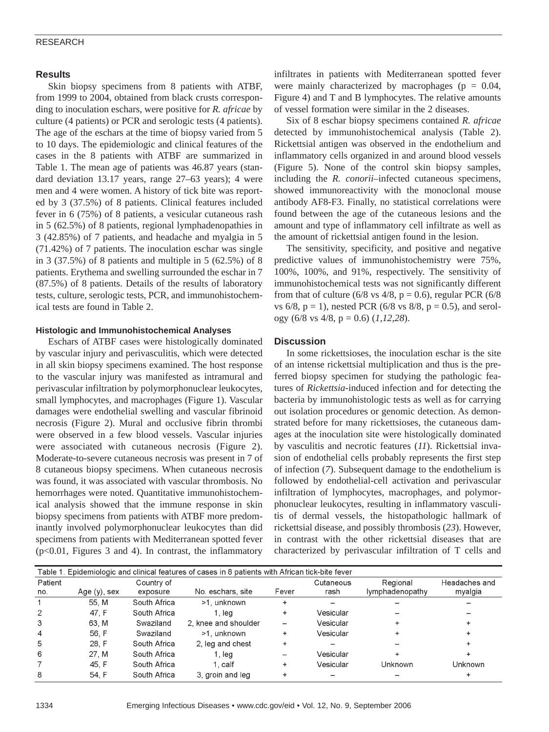## Results

Skin biopsy specimens from 8 patients with ATBF, from 1999 to 2004, obtained from black crusts corresponding to inoculation eschars, were positive for *R. africae* by culture (4 patients) or PCR and serologic tests (4 patients). The age of the eschars at the time of biopsy varied from 5 to 10 days. The epidemiologic and clinical features of the cases in the 8 patients with ATBF are summarized in Table 1. The mean age of patients was 46.87 years (standard deviation 13.17 years, range 27–63 years); 4 were men and 4 were women. A history of tick bite was reported by 3 (37.5%) of 8 patients. Clinical features included fever in 6 (75%) of 8 patients, a vesicular cutaneous rash in 5 (62.5%) of 8 patients, regional lymphadenopathies in 3 (42.85%) of 7 patients, and headache and myalgia in 5 (71.42%) of 7 patients. The inoculation eschar was single in 3 (37.5%) of 8 patients and multiple in 5 (62.5%) of 8 patients. Erythema and swelling surrounded the eschar in 7 (87.5%) of 8 patients. Details of the results of laboratory tests, culture, serologic tests, PCR, and immunohistochemical tests are found in Table 2.

### Histologic and Immunohistochemical Analyses

Eschars of ATBF cases were histologically dominated by vascular injury and perivasculitis, which were detected in all skin biopsy specimens examined. The host response to the vascular injury was manifested as intramural and perivascular infiltration by polymorphonuclear leukocytes, small lymphocytes, and macrophages (Figure 1). Vascular damages were endothelial swelling and vascular fibrinoid necrosis (Figure 2). Mural and occlusive fibrin thrombi were observed in a few blood vessels. Vascular injuries were associated with cutaneous necrosis (Figure 2). Moderate-to-severe cutaneous necrosis was present in 7 of 8 cutaneous biopsy specimens. When cutaneous necrosis was found, it was associated with vascular thrombosis. No hemorrhages were noted. Quantitative immunohistochemical analysis showed that the immune response in skin biopsy specimens from patients with ATBF more predominantly involved polymorphonuclear leukocytes than did specimens from patients with Mediterranean spotted fever ($p<0.01$, Figures 3 and 4). In contrast, the inflammatory infiltrates in patients with Mediterranean spotted fever were mainly characterized by macrophages ($p = 0.04$, Figure 4) and T and B lymphocytes. The relative amounts of vessel formation were similar in the 2 diseases.

Six of 8 eschar biopsy specimens contained *R. africae* detected by immunohistochemical analysis (Table 2). Rickettsial antigen was observed in the endothelium and inflammatory cells organized in and around blood vessels (Figure 5). None of the control skin biopsy samples, including the *R. conorii*–infected cutaneous specimens, showed immunoreactivity with the monoclonal mouse antibody AF8-F3. Finally, no statistical correlations were found between the age of the cutaneous lesions and the amount and type of inflammatory cell infiltrate as well as the amount of rickettsial antigen found in the lesion.

The sensitivity, specificity, and positive and negative predictive values of immunohistochemistry were 75%, 100%, 100%, and 91%, respectively. The sensitivity of immunohistochemical tests was not significantly different from that of culture (6/8 vs 4/8, $p = 0.6$), regular PCR (6/8 vs 6/8, $p = 1$), nested PCR (6/8 vs 8/8, $p = 0.5$), and serology (6/8 vs 4/8, $p = 0.6$) (*1,12,28*).

## Discussion

In some rickettsioses, the inoculation eschar is the site of an intense rickettsial multiplication and thus is the preferred biopsy specimen for studying the pathologic features of *Rickettsia*-induced infection and for detecting the bacteria by immunohistologic tests as well as for carrying out isolation procedures or genomic detection. As demonstrated before for many rickettsioses, the cutaneous damages at the inoculation site were histologically dominated by vasculitis and necrotic features (*11*). Rickettsial invasion of endothelial cells probably represents the first step of infection (*7*). Subsequent damage to the endothelium is followed by endothelial-cell activation and perivascular infiltration of lymphocytes, macrophages, and polymorphonuclear leukocytes, resulting in inflammatory vasculitis of dermal vessels, the histopathologic hallmark of rickettsial disease, and possibly thrombosis (*23*). However, in contrast with the other rickettsial diseases that are characterized by perivascular infiltration of T cells and

Table 1. Epidemiologic and clinical features of cases in 8 patients with African tick-bite fever

| Patient no. | Age (y), sex | Country of exposure | No. eschars, site | Fever | Cutaneous rash | Regional lymphadenopathy | Headaches and myalgia |
|---|---|---|---|---|---|---|---|
| 1 | 55, M | South Africa | >1, unknown | + | – | – | – |
| 2 | 47, F | South Africa | 1, leg | + | Vesicular | – | – |
| 3 | 63, M | Swaziland | 2, knee and shoulder | – | Vesicular | + | + |
| 4 | 56, F | Swaziland | >1, unknown | + | Vesicular | + | + |
| 5 | 28, F | South Africa | 2, leg and chest | + | – | – | + |
| 6 | 27, M | South Africa | 1, leg | – | Vesicular | + | + |
| 7 | 45, F | South Africa | 1, calf | + | Vesicular | Unknown | Unknown |
| 8 | 54, F | South Africa | 3, groin and leg | + | – | – | + |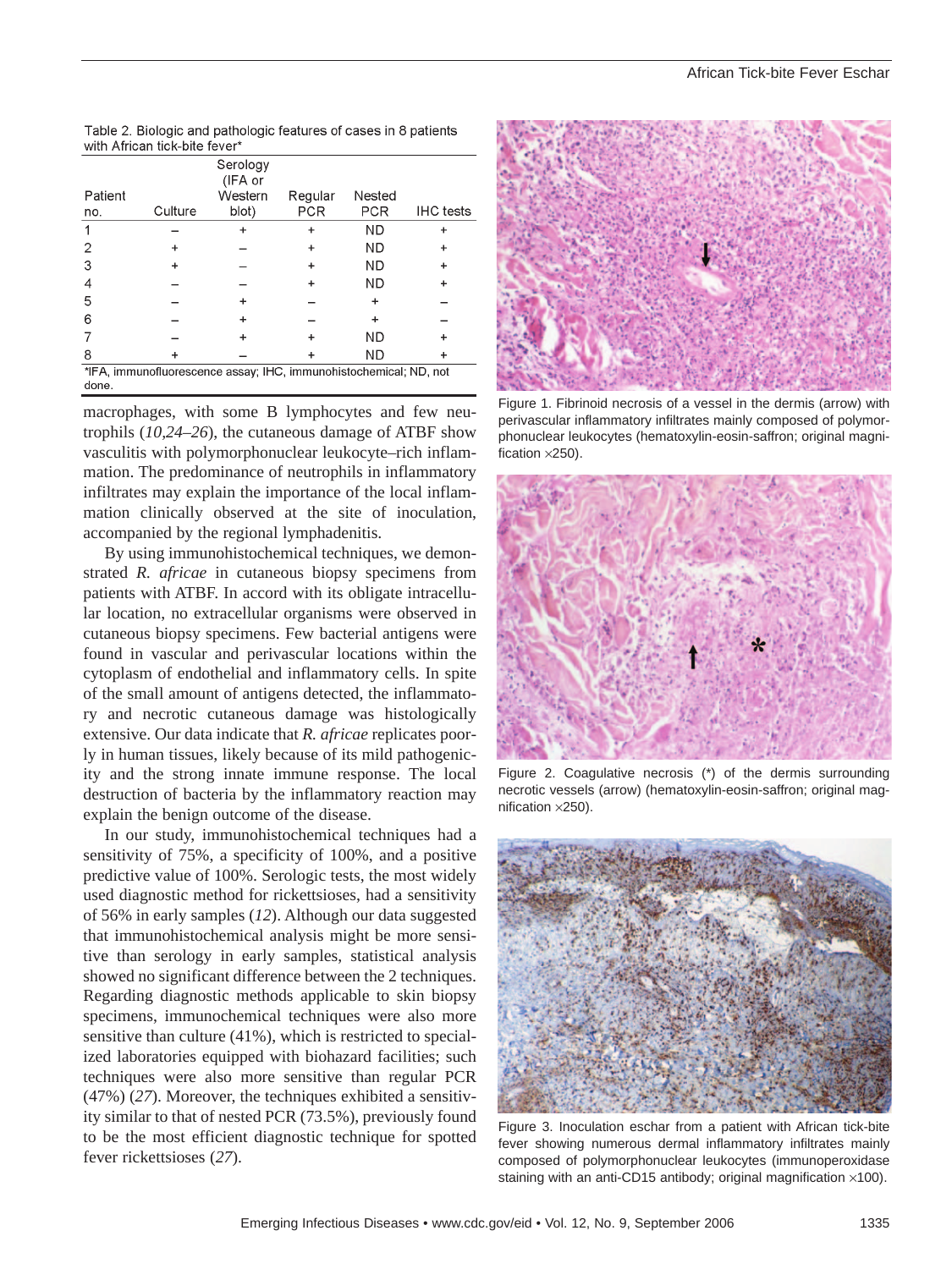Table 2. Biologic and pathologic features of cases in 8 patients with African tick-bite fever*

| Patient no. | Culture | Serology (IFA or Western blot) | Regular PCR | Nested PCR | IHC tests |
|---|---|---|---|---|---|
| 1 | – | + | + | ND | + |
| 2 | + | – | + | ND | + |
| 3 | + | – | + | ND | + |
| 4 | – | – | + | ND | + |
| 5 | – | + | – | + | – |
| 6 | – | + | – | + | – |
| 7 | – | + | + | ND | + |
| 8 | + | – | + | ND | + |

*IFA, immunofluorescence assay; IHC, immunohistochemical; ND, not done.

macrophages, with some B lymphocytes and few neutrophils (*10*,*24*–*26*), the cutaneous damage of ATBF show vasculitis with polymorphonuclear leukocyte–rich inflammation. The predominance of neutrophils in inflammatory infiltrates may explain the importance of the local inflammation clinically observed at the site of inoculation, accompanied by the regional lymphadenitis.

By using immunohistochemical techniques, we demonstrated *R. africae* in cutaneous biopsy specimens from patients with ATBF. In accord with its obligate intracellular location, no extracellular organisms were observed in cutaneous biopsy specimens. Few bacterial antigens were found in vascular and perivascular locations within the cytoplasm of endothelial and inflammatory cells. In spite of the small amount of antigens detected, the inflammatory and necrotic cutaneous damage was histologically extensive. Our data indicate that *R. africae* replicates poorly in human tissues, likely because of its mild pathogenicity and the strong innate immune response. The local destruction of bacteria by the inflammatory reaction may explain the benign outcome of the disease.

In our study, immunohistochemical techniques had a sensitivity of 75%, a specificity of 100%, and a positive predictive value of 100%. Serologic tests, the most widely used diagnostic method for rickettsioses, had a sensitivity of 56% in early samples (*12*). Although our data suggested that immunohistochemical analysis might be more sensitive than serology in early samples, statistical analysis showed no significant difference between the 2 techniques. Regarding diagnostic methods applicable to skin biopsy specimens, immunochemical techniques were also more sensitive than culture (41%), which is restricted to specialized laboratories equipped with biohazard facilities; such techniques were also more sensitive than regular PCR (47%) (*27*). Moreover, the techniques exhibited a sensitivity similar to that of nested PCR (73.5%), previously found to be the most efficient diagnostic technique for spotted fever rickettsioses (*27*).

Figure 1. Fibrinoid necrosis of a vessel in the dermis (arrow) with perivascular inflammatory infiltrates mainly composed of polymorphonuclear leukocytes (hematoxylin-eosin-saffron; original magnification ×250).

Figure 2. Coagulative necrosis (*) of the dermis surrounding necrotic vessels (arrow) (hematoxylin-eosin-saffron; original magnification ×250).

Figure 3. Inoculation eschar from a patient with African tick-bite fever showing numerous dermal inflammatory infiltrates mainly composed of polymorphonuclear leukocytes (immunoperoxidase staining with an anti-CD15 antibody; original magnification ×100).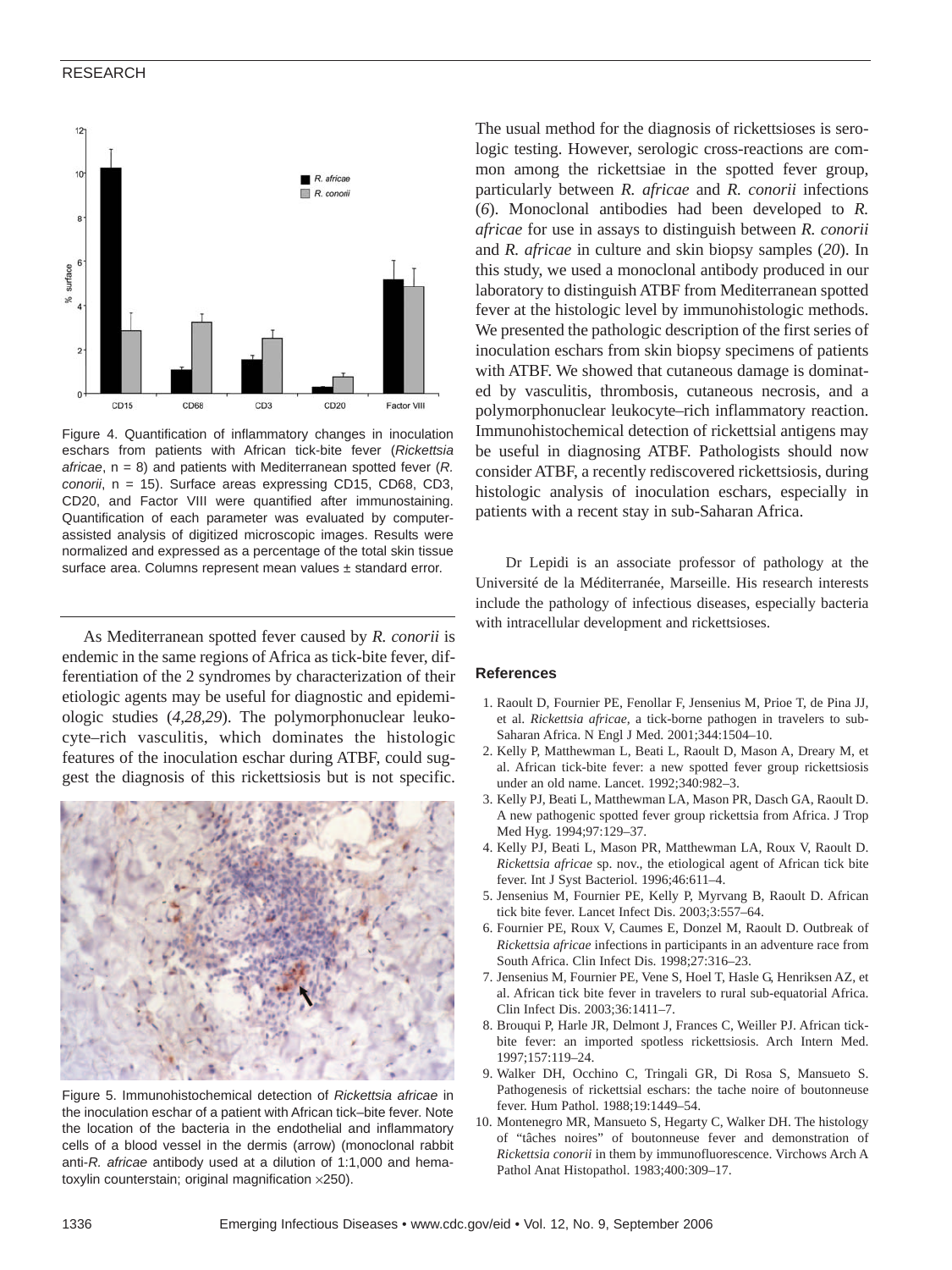Figure 4. Quantification of inflammatory changes in inoculation eschars from patients with African tick-bite fever (*Rickettsia africae*, n = 8) and patients with Mediterranean spotted fever (*R. conorii*, n = 15). Surface areas expressing CD15, CD68, CD3, CD20, and Factor VIII were quantified after immunostaining. Quantification of each parameter was evaluated by computer-assisted analysis of digitized microscopic images. Results were normalized and expressed as a percentage of the total skin tissue surface area. Columns represent mean values ± standard error.

As Mediterranean spotted fever caused by *R. conorii* is endemic in the same regions of Africa as tick-bite fever, differentiation of the 2 syndromes by characterization of their etiologic agents may be useful for diagnostic and epidemiologic studies (*4,28,29*). The polymorphonuclear leukocyte–rich vasculitis, which dominates the histologic features of the inoculation eschar during ATBF, could suggest the diagnosis of this rickettsiosis but is not specific.

Figure 5. Immunohistochemical detection of *Rickettsia africae* in the inoculation eschar of a patient with African tick–bite fever. Note the location of the bacteria in the endothelial and inflammatory cells of a blood vessel in the dermis (arrow) (monoclonal rabbit anti-*R. africae* antibody used at a dilution of 1:1,000 and hematoxylin counterstain; original magnification ×250).

The usual method for the diagnosis of rickettsioses is serologic testing. However, serologic cross-reactions are common among the rickettsiae in the spotted fever group, particularly between *R. africae* and *R. conorii* infections (*6*). Monoclonal antibodies had been developed to *R. africae* for use in assays to distinguish between *R. conorii* and *R. africae* in culture and skin biopsy samples (*20*). In this study, we used a monoclonal antibody produced in our laboratory to distinguish ATBF from Mediterranean spotted fever at the histologic level by immunohistologic methods. We presented the pathologic description of the first series of inoculation eschars from skin biopsy specimens of patients with ATBF. We showed that cutaneous damage is dominated by vasculitis, thrombosis, cutaneous necrosis, and a polymorphonuclear leukocyte–rich inflammatory reaction. Immunohistochemical detection of rickettsial antigens may be useful in diagnosing ATBF. Pathologists should now consider ATBF, a recently rediscovered rickettsiosis, during histologic analysis of inoculation eschars, especially in patients with a recent stay in sub-Saharan Africa.

Dr Lepidi is an associate professor of pathology at the Université de la Méditerranée, Marseille. His research interests include the pathology of infectious diseases, especially bacteria with intracellular development and rickettsioses.

## References

1. Raoult D, Fournier PE, Fenollar F, Jensenius M, Prioe T, de Pina JJ, et al. *Rickettsia africae*, a tick-borne pathogen in travelers to sub-Saharan Africa. N Engl J Med. 2001;344:1504–10.
2. Kelly P, Matthewman L, Beati L, Raoult D, Mason A, Dreary M, et al. African tick-bite fever: a new spotted fever group rickettsiosis under an old name. Lancet. 1992;340:982–3.
3. Kelly PJ, Beati L, Matthewman LA, Mason PR, Dasch GA, Raoult D. A new pathogenic spotted fever group rickettsia from Africa. J Trop Med Hyg. 1994;97:129–37.
4. Kelly PJ, Beati L, Mason PR, Matthewman LA, Roux V, Raoult D. *Rickettsia africae* sp. nov., the etiological agent of African tick bite fever. Int J Syst Bacteriol. 1996;46:611–4.
5. Jensenius M, Fournier PE, Kelly P, Myrvang B, Raoult D. African tick bite fever. Lancet Infect Dis. 2003;3:557–64.
6. Fournier PE, Roux V, Caumes E, Donzel M, Raoult D. Outbreak of *Rickettsia africae* infections in participants in an adventure race from South Africa. Clin Infect Dis. 1998;27:316–23.
7. Jensenius M, Fournier PE, Vene S, Hoel T, Hasle G, Henriksen AZ, et al. African tick bite fever in travelers to rural sub-equatorial Africa. Clin Infect Dis. 2003;36:1411–7.
8. Brouqui P, Harle JR, Delmont J, Frances C, Weiller PJ. African tick-bite fever: an imported spotless rickettsiosis. Arch Intern Med. 1997;157:119–24.
9. Walker DH, Occhino C, Tringali GR, Di Rosa S, Mansueto S. Pathogenesis of rickettsial eschars: the tache noire of boutonneuse fever. Hum Pathol. 1988;19:1449–54.
10. Montenegro MR, Mansueto S, Hegarty C, Walker DH. The histology of "tâches noires" of boutonneuse fever and demonstration of *Rickettsia conorii* in them by immunofluorescence. Virchows Arch A Pathol Anat Histopathol. 1983;400:309–17.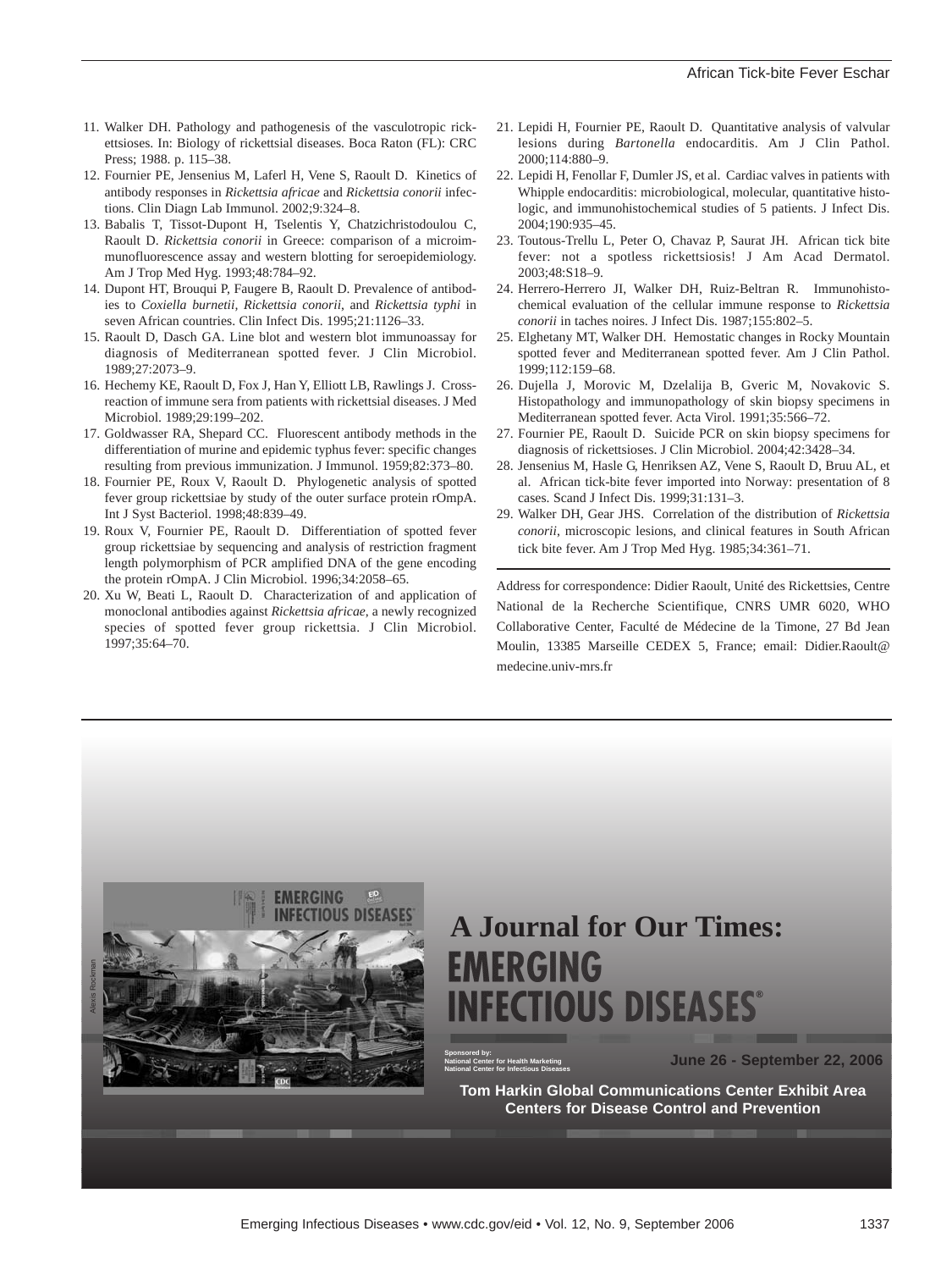11. Walker DH. Pathology and pathogenesis of the vasculotropic rickettsioses. In: Biology of rickettsial diseases. Boca Raton (FL): CRC Press; 1988. p. 115–38.
12. Fournier PE, Jensenius M, Laferl H, Vene S, Raoult D. Kinetics of antibody responses in *Rickettsia africae* and *Rickettsia conorii* infections. Clin Diagn Lab Immunol. 2002;9:324–8.
13. Babalis T, Tissot-Dupont H, Tselentis Y, Chatzichristodoulou C, Raoult D. *Rickettsia conorii* in Greece: comparison of a microimmunofluorescence assay and western blotting for seroepidemiology. Am J Trop Med Hyg. 1993;48:784–92.
14. Dupont HT, Brouqui P, Faugere B, Raoult D. Prevalence of antibodies to *Coxiella burnetii*, *Rickettsia conorii*, and *Rickettsia typhi* in seven African countries. Clin Infect Dis. 1995;21:1126–33.
15. Raoult D, Dasch GA. Line blot and western blot immunoassay for diagnosis of Mediterranean spotted fever. J Clin Microbiol. 1989;27:2073–9.
16. Hechemy KE, Raoult D, Fox J, Han Y, Elliott LB, Rawlings J. Cross-reaction of immune sera from patients with rickettsial diseases. J Med Microbiol. 1989;29:199–202.
17. Goldwasser RA, Shepard CC. Fluorescent antibody methods in the differentiation of murine and epidemic typhus fever: specific changes resulting from previous immunization. J Immunol. 1959;82:373–80.
18. Fournier PE, Roux V, Raoult D. Phylogenetic analysis of spotted fever group rickettsiae by study of the outer surface protein rOmpA. Int J Syst Bacteriol. 1998;48:839–49.
19. Roux V, Fournier PE, Raoult D. Differentiation of spotted fever group rickettsiae by sequencing and analysis of restriction fragment length polymorphism of PCR amplified DNA of the gene encoding the protein rOmpA. J Clin Microbiol. 1996;34:2058–65.
20. Xu W, Beati L, Raoult D. Characterization of and application of monoclonal antibodies against *Rickettsia africae*, a newly recognized species of spotted fever group rickettsia. J Clin Microbiol. 1997;35:64–70.
21. Lepidi H, Fournier PE, Raoult D. Quantitative analysis of valvular lesions during *Bartonella* endocarditis. Am J Clin Pathol. 2000;114:880–9.
22. Lepidi H, Fenollar F, Dumler JS, et al. Cardiac valves in patients with Whipple endocarditis: microbiological, molecular, quantitative histologic, and immunohistochemical studies of 5 patients. J Infect Dis. 2004;190:935–45.
23. Toutous-Trellu L, Peter O, Chavaz P, Saurat JH. African tick bite fever: not a spotless rickettsiosis! J Am Acad Dermatol. 2003;48:S18–9.
24. Herrero-Herrero JI, Walker DH, Ruiz-Beltran R. Immunohistochemical evaluation of the cellular immune response to *Rickettsia conorii* in taches noires. J Infect Dis. 1987;155:802–5.
25. Elghetany MT, Walker DH. Hemostatic changes in Rocky Mountain spotted fever and Mediterranean spotted fever. Am J Clin Pathol. 1999;112:159–68.
26. Dujella J, Morovic M, Dzelalija B, Gveric M, Novakovic S. Histopathology and immunopathology of skin biopsy specimens in Mediterranean spotted fever. Acta Virol. 1991;35:566–72.
27. Fournier PE, Raoult D. Suicide PCR on skin biopsy specimens for diagnosis of rickettsioses. J Clin Microbiol. 2004;42:3428–34.
28. Jensenius M, Hasle G, Henriksen AZ, Vene S, Raoult D, Bruu AL, et al. African tick-bite fever imported into Norway: presentation of 8 cases. Scand J Infect Dis. 1999;31:131–3.
29. Walker DH, Gear JHS. Correlation of the distribution of *Rickettsia conorii*, microscopic lesions, and clinical features in South African tick bite fever. Am J Trop Med Hyg. 1985;34:361–71.

Address for correspondence: Didier Raoult, Unité des Rickettsies, Centre National de la Recherche Scientifique, CNRS UMR 6020, WHO Collaborative Center, Faculté de Médecine de la Timone, 27 Bd Jean Moulin, 13385 Marseille CEDEX 5, France; email: Didier.Raoult@medecine.univ-mrs.fr

**A Journal for Our Times:**

**EMERGING INFECTIOUS DISEASES®**

Sponsored by:
National Center for Health Marketing
National Center for Infectious Diseases

**June 26 - September 22, 2006**

**Tom Harkin Global Communications Center Exhibit Area**
**Centers for Disease Control and Prevention**